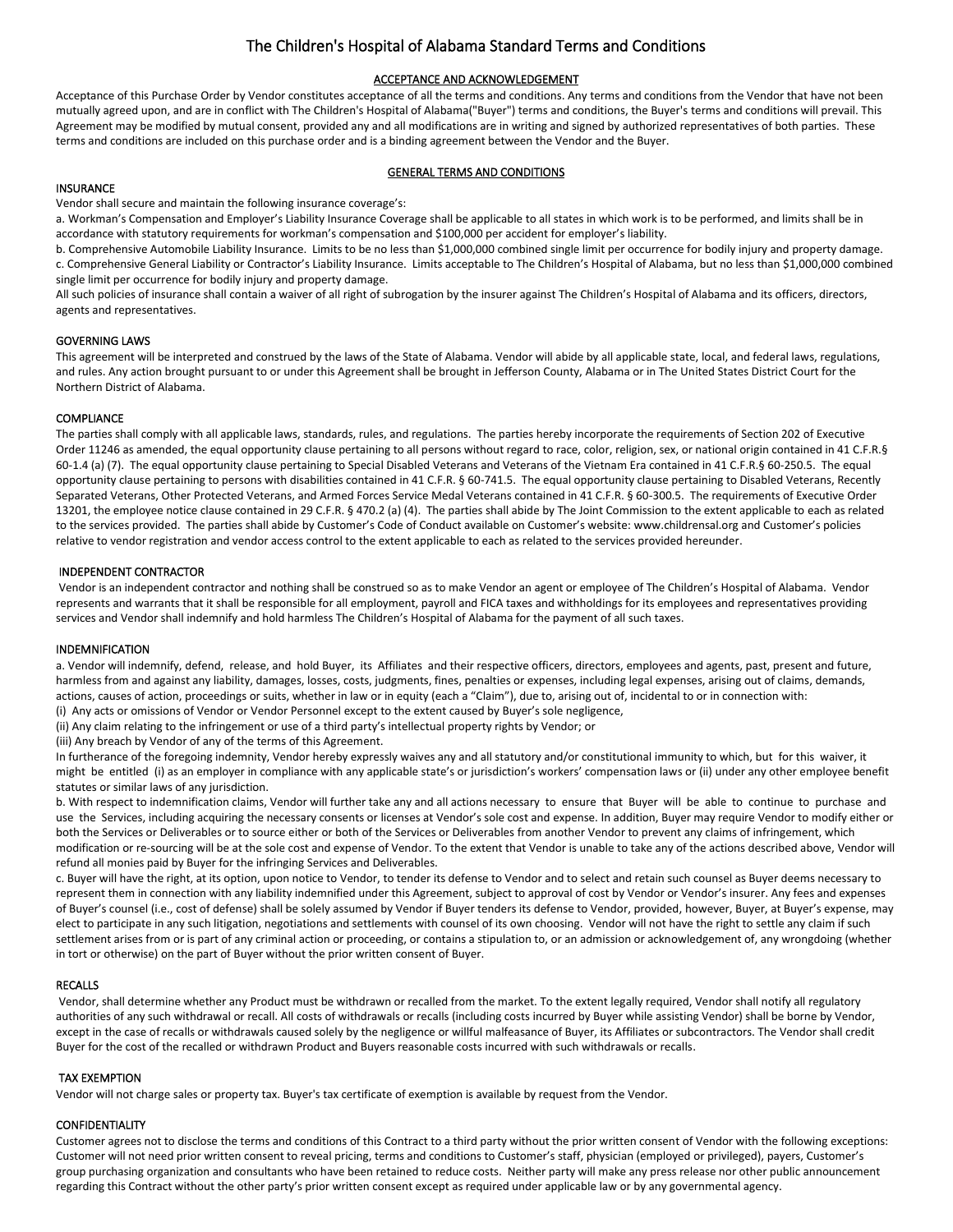# The Children's Hospital of Alabama Standard Terms and Conditions

## ACCEPTANCE AND ACKNOWLEDGEMENT

Acceptance of this Purchase Order by Vendor constitutes acceptance of all the terms and conditions. Any terms and conditions from the Vendor that have not been mutually agreed upon, and are in conflict with The Children's Hospital of Alabama("Buyer") terms and conditions, the Buyer's terms and conditions will prevail. This Agreement may be modified by mutual consent, provided any and all modifications are in writing and signed by authorized representatives of both parties. These terms and conditions are included on this purchase order and is a binding agreement between the Vendor and the Buyer.

## GENERAL TERMS AND CONDITIONS

### INSURANCE

Vendor shall secure and maintain the following insurance coverage's:

a. Workman's Compensation and Employer's Liability Insurance Coverage shall be applicable to all states in which work is to be performed, and limits shall be in accordance with statutory requirements for workman's compensation and $100,000 per accident for employer's liability.

b. Comprehensive Automobile Liability Insurance. Limits to be no less than $1,000,000 combined single limit per occurrence for bodily injury and property damage.

c. Comprehensive General Liability or Contractor's Liability Insurance. Limits acceptable to The Children's Hospital of Alabama, but no less than $1,000,000 combined single limit per occurrence for bodily injury and property damage.

All such policies of insurance shall contain a waiver of all right of subrogation by the insurer against The Children's Hospital of Alabama and its officers, directors, agents and representatives.

### GOVERNING LAWS

This agreement will be interpreted and construed by the laws of the State of Alabama. Vendor will abide by all applicable state, local, and federal laws, regulations, and rules. Any action brought pursuant to or under this Agreement shall be brought in Jefferson County, Alabama or in The United States District Court for the Northern District of Alabama.

### COMPLIANCE

The parties shall comply with all applicable laws, standards, rules, and regulations. The parties hereby incorporate the requirements of Section 202 of Executive Order 11246 as amended, the equal opportunity clause pertaining to all persons without regard to race, color, religion, sex, or national origin contained in 41 C.F.R.§ 60-1.4 (a) (7). The equal opportunity clause pertaining to Special Disabled Veterans and Veterans of the Vietnam Era contained in 41 C.F.R.§ 60-250.5. The equal opportunity clause pertaining to persons with disabilities contained in 41 C.F.R. § 60-741.5. The equal opportunity clause pertaining to Disabled Veterans, Recently Separated Veterans, Other Protected Veterans, and Armed Forces Service Medal Veterans contained in 41 C.F.R. § 60-300.5. The requirements of Executive Order 13201, the employee notice clause contained in 29 C.F.R. § 470.2 (a) (4). The parties shall abide by The Joint Commission to the extent applicable to each as related to the services provided. The parties shall abide by Customer's Code of Conduct available on Customer's website: www.childrensal.org and Customer's policies relative to vendor registration and vendor access control to the extent applicable to each as related to the services provided hereunder.

### INDEPENDENT CONTRACTOR

Vendor is an independent contractor and nothing shall be construed so as to make Vendor an agent or employee of The Children's Hospital of Alabama. Vendor represents and warrants that it shall be responsible for all employment, payroll and FICA taxes and withholdings for its employees and representatives providing services and Vendor shall indemnify and hold harmless The Children's Hospital of Alabama for the payment of all such taxes.

### INDEMNIFICATION

a. Vendor will indemnify, defend, release, and hold Buyer, its Affiliates and their respective officers, directors, employees and agents, past, present and future, harmless from and against any liability, damages, losses, costs, judgments, fines, penalties or expenses, including legal expenses, arising out of claims, demands, actions, causes of action, proceedings or suits, whether in law or in equity (each a "Claim"), due to, arising out of, incidental to or in connection with:

(i) Any acts or omissions of Vendor or Vendor Personnel except to the extent caused by Buyer's sole negligence,

(ii) Any claim relating to the infringement or use of a third party's intellectual property rights by Vendor; or

(iii) Any breach by Vendor of any of the terms of this Agreement.

In furtherance of the foregoing indemnity, Vendor hereby expressly waives any and all statutory and/or constitutional immunity to which, but for this waiver, it might be entitled (i) as an employer in compliance with any applicable state's or jurisdiction's workers' compensation laws or (ii) under any other employee benefit statutes or similar laws of any jurisdiction.

b. With respect to indemnification claims, Vendor will further take any and all actions necessary to ensure that Buyer will be able to continue to purchase and use the Services, including acquiring the necessary consents or licenses at Vendor's sole cost and expense. In addition, Buyer may require Vendor to modify either or both the Services or Deliverables or to source either or both of the Services or Deliverables from another Vendor to prevent any claims of infringement, which modification or re-sourcing will be at the sole cost and expense of Vendor. To the extent that Vendor is unable to take any of the actions described above, Vendor will refund all monies paid by Buyer for the infringing Services and Deliverables.

c. Buyer will have the right, at its option, upon notice to Vendor, to tender its defense to Vendor and to select and retain such counsel as Buyer deems necessary to represent them in connection with any liability indemnified under this Agreement, subject to approval of cost by Vendor or Vendor's insurer. Any fees and expenses of Buyer's counsel (i.e., cost of defense) shall be solely assumed by Vendor if Buyer tenders its defense to Vendor, provided, however, Buyer, at Buyer's expense, may elect to participate in any such litigation, negotiations and settlements with counsel of its own choosing. Vendor will not have the right to settle any claim if such settlement arises from or is part of any criminal action or proceeding, or contains a stipulation to, or an admission or acknowledgement of, any wrongdoing (whether in tort or otherwise) on the part of Buyer without the prior written consent of Buyer.

### RECALLS

Vendor, shall determine whether any Product must be withdrawn or recalled from the market. To the extent legally required, Vendor shall notify all regulatory authorities of any such withdrawal or recall. All costs of withdrawals or recalls (including costs incurred by Buyer while assisting Vendor) shall be borne by Vendor, except in the case of recalls or withdrawals caused solely by the negligence or willful malfeasance of Buyer, its Affiliates or subcontractors. The Vendor shall credit Buyer for the cost of the recalled or withdrawn Product and Buyers reasonable costs incurred with such withdrawals or recalls.

### TAX EXEMPTION

Vendor will not charge sales or property tax. Buyer's tax certificate of exemption is available by request from the Vendor.

### CONFIDENTIALITY

Customer agrees not to disclose the terms and conditions of this Contract to a third party without the prior written consent of Vendor with the following exceptions: Customer will not need prior written consent to reveal pricing, terms and conditions to Customer's staff, physician (employed or privileged), payers, Customer's group purchasing organization and consultants who have been retained to reduce costs. Neither party will make any press release nor other public announcement regarding this Contract without the other party's prior written consent except as required under applicable law or by any governmental agency.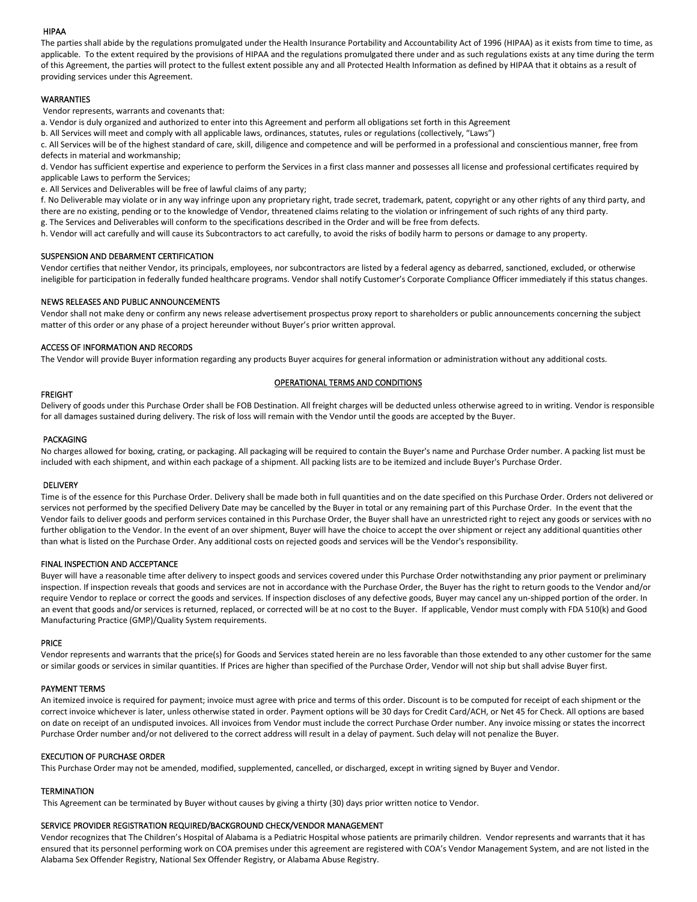## HIPAA

The parties shall abide by the regulations promulgated under the Health Insurance Portability and Accountability Act of 1996 (HIPAA) as it exists from time to time, as applicable. To the extent required by the provisions of HIPAA and the regulations promulgated there under and as such regulations exists at any time during the term of this Agreement, the parties will protect to the fullest extent possible any and all Protected Health Information as defined by HIPAA that it obtains as a result of providing services under this Agreement.

## WARRANTIES

Vendor represents, warrants and covenants that:

a. Vendor is duly organized and authorized to enter into this Agreement and perform all obligations set forth in this Agreement

b. All Services will meet and comply with all applicable laws, ordinances, statutes, rules or regulations (collectively, "Laws")

c. All Services will be of the highest standard of care, skill, diligence and competence and will be performed in a professional and conscientious manner, free from defects in material and workmanship;

d. Vendor has sufficient expertise and experience to perform the Services in a first class manner and possesses all license and professional certificates required by applicable Laws to perform the Services;

e. All Services and Deliverables will be free of lawful claims of any party;

f. No Deliverable may violate or in any way infringe upon any proprietary right, trade secret, trademark, patent, copyright or any other rights of any third party, and there are no existing, pending or to the knowledge of Vendor, threatened claims relating to the violation or infringement of such rights of any third party.

g. The Services and Deliverables will conform to the specifications described in the Order and will be free from defects.

h. Vendor will act carefully and will cause its Subcontractors to act carefully, to avoid the risks of bodily harm to persons or damage to any property.

## SUSPENSION AND DEBARMENT CERTIFICATION

Vendor certifies that neither Vendor, its principals, employees, nor subcontractors are listed by a federal agency as debarred, sanctioned, excluded, or otherwise ineligible for participation in federally funded healthcare programs. Vendor shall notify Customer's Corporate Compliance Officer immediately if this status changes.

## NEWS RELEASES AND PUBLIC ANNOUNCEMENTS

Vendor shall not make deny or confirm any news release advertisement prospectus proxy report to shareholders or public announcements concerning the subject matter of this order or any phase of a project hereunder without Buyer's prior written approval.

## ACCESS OF INFORMATION AND RECORDS

The Vendor will provide Buyer information regarding any products Buyer acquires for general information or administration without any additional costs.

# OPERATIONAL TERMS AND CONDITIONS

## FREIGHT

Delivery of goods under this Purchase Order shall be FOB Destination. All freight charges will be deducted unless otherwise agreed to in writing. Vendor is responsible for all damages sustained during delivery. The risk of loss will remain with the Vendor until the goods are accepted by the Buyer.

## PACKAGING

No charges allowed for boxing, crating, or packaging. All packaging will be required to contain the Buyer's name and Purchase Order number. A packing list must be included with each shipment, and within each package of a shipment. All packing lists are to be itemized and include Buyer's Purchase Order.

## DELIVERY

Time is of the essence for this Purchase Order. Delivery shall be made both in full quantities and on the date specified on this Purchase Order. Orders not delivered or services not performed by the specified Delivery Date may be cancelled by the Buyer in total or any remaining part of this Purchase Order. In the event that the Vendor fails to deliver goods and perform services contained in this Purchase Order, the Buyer shall have an unrestricted right to reject any goods or services with no further obligation to the Vendor. In the event of an over shipment, Buyer will have the choice to accept the over shipment or reject any additional quantities other than what is listed on the Purchase Order. Any additional costs on rejected goods and services will be the Vendor's responsibility.

## FINAL INSPECTION AND ACCEPTANCE

Buyer will have a reasonable time after delivery to inspect goods and services covered under this Purchase Order notwithstanding any prior payment or preliminary inspection. If inspection reveals that goods and services are not in accordance with the Purchase Order, the Buyer has the right to return goods to the Vendor and/or require Vendor to replace or correct the goods and services. If inspection discloses of any defective goods, Buyer may cancel any un-shipped portion of the order. In an event that goods and/or services is returned, replaced, or corrected will be at no cost to the Buyer. If applicable, Vendor must comply with FDA 510(k) and Good Manufacturing Practice (GMP)/Quality System requirements.

## PRICE

Vendor represents and warrants that the price(s) for Goods and Services stated herein are no less favorable than those extended to any other customer for the same or similar goods or services in similar quantities. If Prices are higher than specified of the Purchase Order, Vendor will not ship but shall advise Buyer first.

## PAYMENT TERMS

An itemized invoice is required for payment; invoice must agree with price and terms of this order. Discount is to be computed for receipt of each shipment or the correct invoice whichever is later, unless otherwise stated in order. Payment options will be 30 days for Credit Card/ACH, or Net 45 for Check. All options are based on date on receipt of an undisputed invoices. All invoices from Vendor must include the correct Purchase Order number. Any invoice missing or states the incorrect Purchase Order number and/or not delivered to the correct address will result in a delay of payment. Such delay will not penalize the Buyer.

## EXECUTION OF PURCHASE ORDER

This Purchase Order may not be amended, modified, supplemented, cancelled, or discharged, except in writing signed by Buyer and Vendor.

## TERMINATION

This Agreement can be terminated by Buyer without causes by giving a thirty (30) days prior written notice to Vendor.

## SERVICE PROVIDER REGISTRATION REQUIRED/BACKGROUND CHECK/VENDOR MANAGEMENT

Vendor recognizes that The Children's Hospital of Alabama is a Pediatric Hospital whose patients are primarily children. Vendor represents and warrants that it has ensured that its personnel performing work on COA premises under this agreement are registered with COA's Vendor Management System, and are not listed in the Alabama Sex Offender Registry, National Sex Offender Registry, or Alabama Abuse Registry.